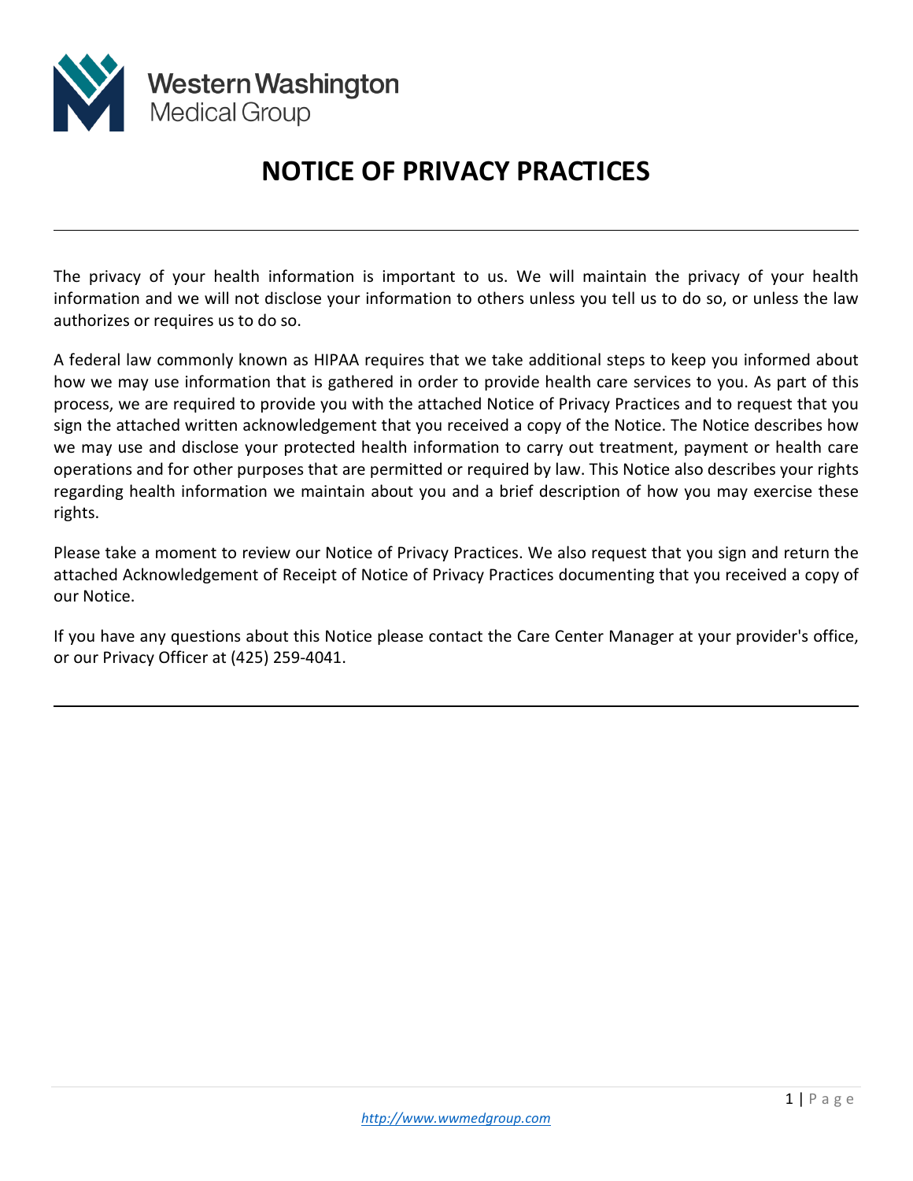Western Washington
Medical Group

# NOTICE OF PRIVACY PRACTICES

---

The privacy of your health information is important to us. We will maintain the privacy of your health information and we will not disclose your information to others unless you tell us to do so, or unless the law authorizes or requires us to do so.

A federal law commonly known as HIPAA requires that we take additional steps to keep you informed about how we may use information that is gathered in order to provide health care services to you. As part of this process, we are required to provide you with the attached Notice of Privacy Practices and to request that you sign the attached written acknowledgement that you received a copy of the Notice. The Notice describes how we may use and disclose your protected health information to carry out treatment, payment or health care operations and for other purposes that are permitted or required by law. This Notice also describes your rights regarding health information we maintain about you and a brief description of how you may exercise these rights.

Please take a moment to review our Notice of Privacy Practices. We also request that you sign and return the attached Acknowledgement of Receipt of Notice of Privacy Practices documenting that you received a copy of our Notice.

If you have any questions about this Notice please contact the Care Center Manager at your provider's office, or our Privacy Officer at (425) 259-4041.

---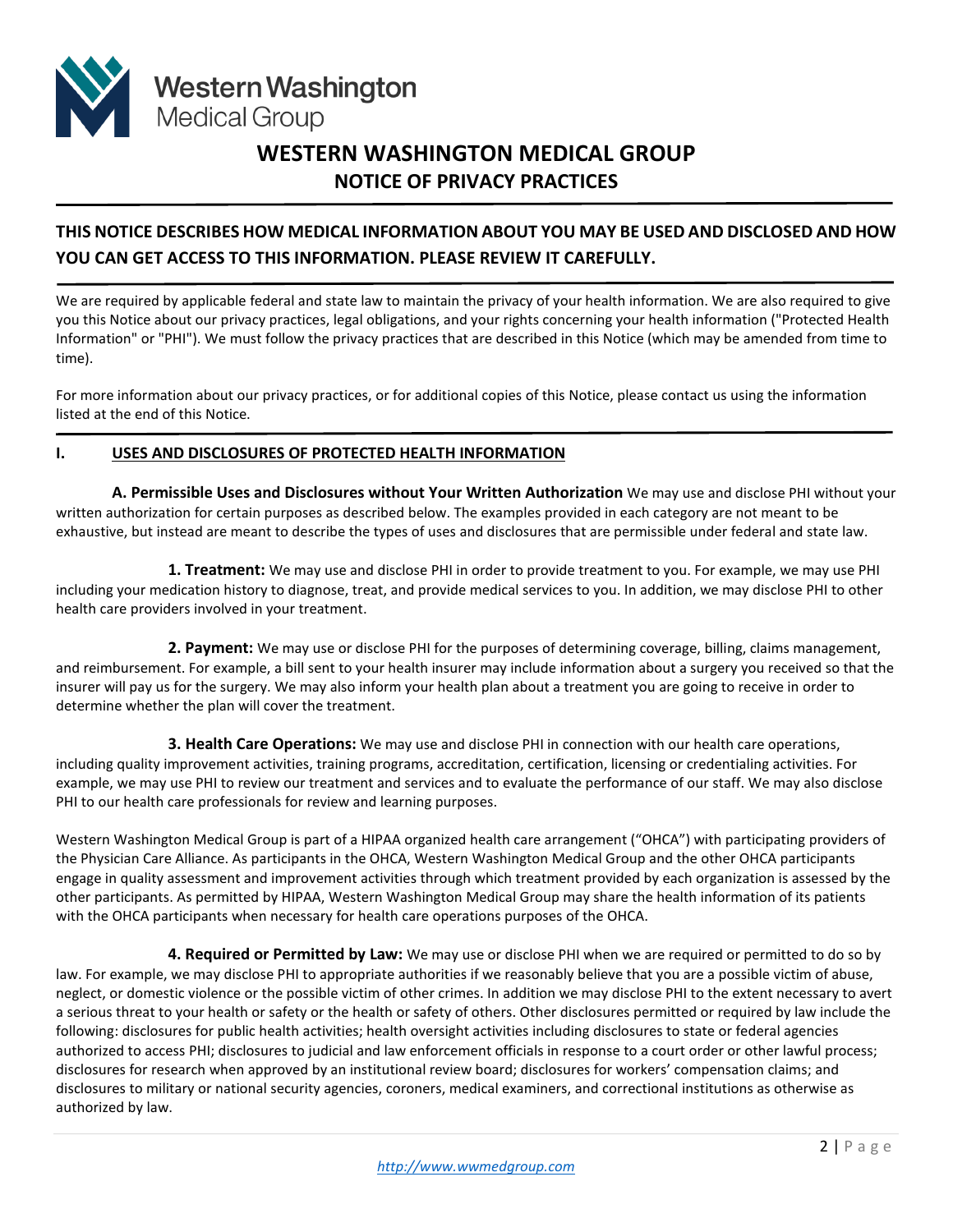# WESTERN WASHINGTON MEDICAL GROUP

## NOTICE OF PRIVACY PRACTICES

**THIS NOTICE DESCRIBES HOW MEDICAL INFORMATION ABOUT YOU MAY BE USED AND DISCLOSED AND HOW YOU CAN GET ACCESS TO THIS INFORMATION. PLEASE REVIEW IT CAREFULLY.**

We are required by applicable federal and state law to maintain the privacy of your health information. We are also required to give you this Notice about our privacy practices, legal obligations, and your rights concerning your health information ("Protected Health Information" or "PHI"). We must follow the privacy practices that are described in this Notice (which may be amended from time to time).

For more information about our privacy practices, or for additional copies of this Notice, please contact us using the information listed at the end of this Notice.

## I. USES AND DISCLOSURES OF PROTECTED HEALTH INFORMATION

**A. Permissible Uses and Disclosures without Your Written Authorization** We may use and disclose PHI without your written authorization for certain purposes as described below. The examples provided in each category are not meant to be exhaustive, but instead are meant to describe the types of uses and disclosures that are permissible under federal and state law.

**1. Treatment:** We may use and disclose PHI in order to provide treatment to you. For example, we may use PHI including your medication history to diagnose, treat, and provide medical services to you. In addition, we may disclose PHI to other health care providers involved in your treatment.

**2. Payment:** We may use or disclose PHI for the purposes of determining coverage, billing, claims management, and reimbursement. For example, a bill sent to your health insurer may include information about a surgery you received so that the insurer will pay us for the surgery. We may also inform your health plan about a treatment you are going to receive in order to determine whether the plan will cover the treatment.

**3. Health Care Operations:** We may use and disclose PHI in connection with our health care operations, including quality improvement activities, training programs, accreditation, certification, licensing or credentialing activities. For example, we may use PHI to review our treatment and services and to evaluate the performance of our staff. We may also disclose PHI to our health care professionals for review and learning purposes.

Western Washington Medical Group is part of a HIPAA organized health care arrangement ("OHCA") with participating providers of the Physician Care Alliance. As participants in the OHCA, Western Washington Medical Group and the other OHCA participants engage in quality assessment and improvement activities through which treatment provided by each organization is assessed by the other participants. As permitted by HIPAA, Western Washington Medical Group may share the health information of its patients with the OHCA participants when necessary for health care operations purposes of the OHCA.

**4. Required or Permitted by Law:** We may use or disclose PHI when we are required or permitted to do so by law. For example, we may disclose PHI to appropriate authorities if we reasonably believe that you are a possible victim of abuse, neglect, or domestic violence or the possible victim of other crimes. In addition we may disclose PHI to the extent necessary to avert a serious threat to your health or safety or the health or safety of others. Other disclosures permitted or required by law include the following: disclosures for public health activities; health oversight activities including disclosures to state or federal agencies authorized to access PHI; disclosures to judicial and law enforcement officials in response to a court order or other lawful process; disclosures for research when approved by an institutional review board; disclosures for workers' compensation claims; and disclosures to military or national security agencies, coroners, medical examiners, and correctional institutions as otherwise as authorized by law.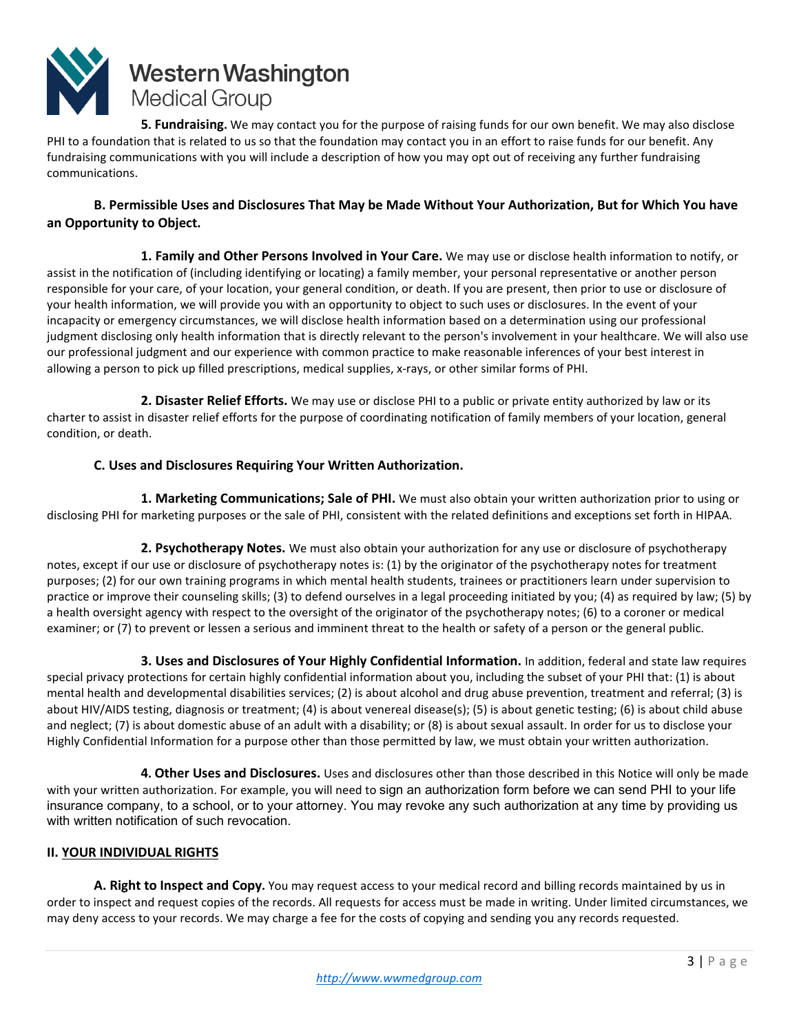**5. Fundraising.** We may contact you for the purpose of raising funds for our own benefit. We may also disclose PHI to a foundation that is related to us so that the foundation may contact you in an effort to raise funds for our benefit. Any fundraising communications with you will include a description of how you may opt out of receiving any further fundraising communications.

### B. Permissible Uses and Disclosures That May be Made Without Your Authorization, But for Which You have an Opportunity to Object.

**1. Family and Other Persons Involved in Your Care.** We may use or disclose health information to notify, or assist in the notification of (including identifying or locating) a family member, your personal representative or another person responsible for your care, of your location, your general condition, or death. If you are present, then prior to use or disclosure of your health information, we will provide you with an opportunity to object to such uses or disclosures. In the event of your incapacity or emergency circumstances, we will disclose health information based on a determination using our professional judgment disclosing only health information that is directly relevant to the person's involvement in your healthcare. We will also use our professional judgment and our experience with common practice to make reasonable inferences of your best interest in allowing a person to pick up filled prescriptions, medical supplies, x-rays, or other similar forms of PHI.

**2. Disaster Relief Efforts.** We may use or disclose PHI to a public or private entity authorized by law or its charter to assist in disaster relief efforts for the purpose of coordinating notification of family members of your location, general condition, or death.

### C. Uses and Disclosures Requiring Your Written Authorization.

**1. Marketing Communications; Sale of PHI.** We must also obtain your written authorization prior to using or disclosing PHI for marketing purposes or the sale of PHI, consistent with the related definitions and exceptions set forth in HIPAA.

**2. Psychotherapy Notes.** We must also obtain your authorization for any use or disclosure of psychotherapy notes, except if our use or disclosure of psychotherapy notes is: (1) by the originator of the psychotherapy notes for treatment purposes; (2) for our own training programs in which mental health students, trainees or practitioners learn under supervision to practice or improve their counseling skills; (3) to defend ourselves in a legal proceeding initiated by you; (4) as required by law; (5) by a health oversight agency with respect to the oversight of the originator of the psychotherapy notes; (6) to a coroner or medical examiner; or (7) to prevent or lessen a serious and imminent threat to the health or safety of a person or the general public.

**3. Uses and Disclosures of Your Highly Confidential Information.** In addition, federal and state law requires special privacy protections for certain highly confidential information about you, including the subset of your PHI that: (1) is about mental health and developmental disabilities services; (2) is about alcohol and drug abuse prevention, treatment and referral; (3) is about HIV/AIDS testing, diagnosis or treatment; (4) is about venereal disease(s); (5) is about genetic testing; (6) is about child abuse and neglect; (7) is about domestic abuse of an adult with a disability; or (8) is about sexual assault. In order for us to disclose your Highly Confidential Information for a purpose other than those permitted by law, we must obtain your written authorization.

**4. Other Uses and Disclosures.** Uses and disclosures other than those described in this Notice will only be made with your written authorization. For example, you will need to sign an authorization form before we can send PHI to your life insurance company, to a school, or to your attorney. You may revoke any such authorization at any time by providing us with written notification of such revocation.

## II. YOUR INDIVIDUAL RIGHTS

**A. Right to Inspect and Copy.** You may request access to your medical record and billing records maintained by us in order to inspect and request copies of the records. All requests for access must be made in writing. Under limited circumstances, we may deny access to your records. We may charge a fee for the costs of copying and sending you any records requested.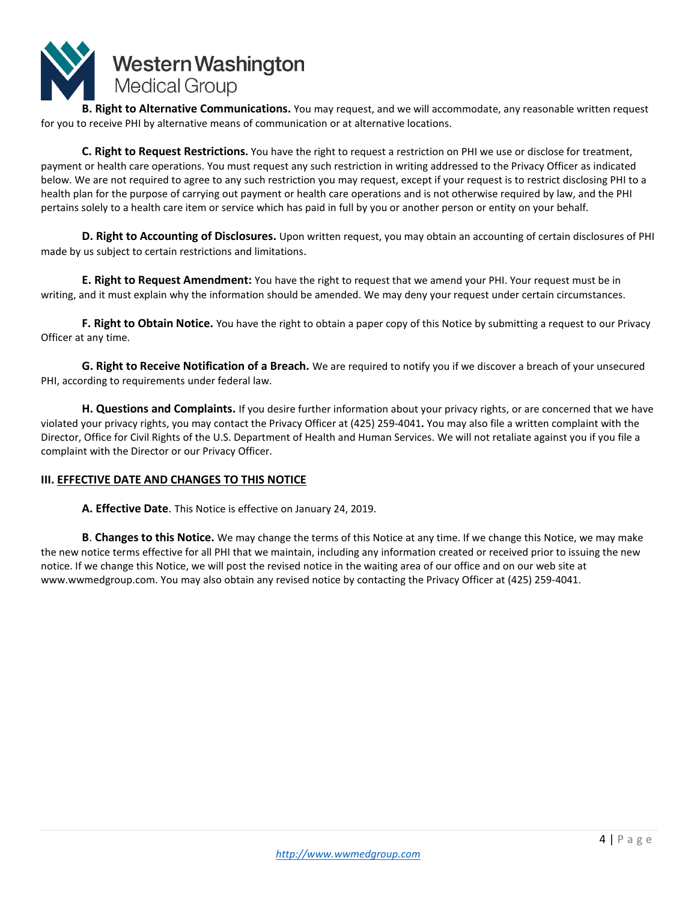**B. Right to Alternative Communications.** You may request, and we will accommodate, any reasonable written request for you to receive PHI by alternative means of communication or at alternative locations.

**C. Right to Request Restrictions.** You have the right to request a restriction on PHI we use or disclose for treatment, payment or health care operations. You must request any such restriction in writing addressed to the Privacy Officer as indicated below. We are not required to agree to any such restriction you may request, except if your request is to restrict disclosing PHI to a health plan for the purpose of carrying out payment or health care operations and is not otherwise required by law, and the PHI pertains solely to a health care item or service which has paid in full by you or another person or entity on your behalf.

**D. Right to Accounting of Disclosures.** Upon written request, you may obtain an accounting of certain disclosures of PHI made by us subject to certain restrictions and limitations.

**E. Right to Request Amendment:** You have the right to request that we amend your PHI. Your request must be in writing, and it must explain why the information should be amended. We may deny your request under certain circumstances.

**F. Right to Obtain Notice.** You have the right to obtain a paper copy of this Notice by submitting a request to our Privacy Officer at any time.

**G. Right to Receive Notification of a Breach.** We are required to notify you if we discover a breach of your unsecured PHI, according to requirements under federal law.

**H. Questions and Complaints.** If you desire further information about your privacy rights, or are concerned that we have violated your privacy rights, you may contact the Privacy Officer at (425) 259-4041**.** You may also file a written complaint with the Director, Office for Civil Rights of the U.S. Department of Health and Human Services. We will not retaliate against you if you file a complaint with the Director or our Privacy Officer.

## III. EFFECTIVE DATE AND CHANGES TO THIS NOTICE

**A. Effective Date**. This Notice is effective on January 24, 2019.

**B**. **Changes to this Notice.** We may change the terms of this Notice at any time. If we change this Notice, we may make the new notice terms effective for all PHI that we maintain, including any information created or received prior to issuing the new notice. If we change this Notice, we will post the revised notice in the waiting area of our office and on our web site at www.wwmedgroup.com. You may also obtain any revised notice by contacting the Privacy Officer at (425) 259-4041.